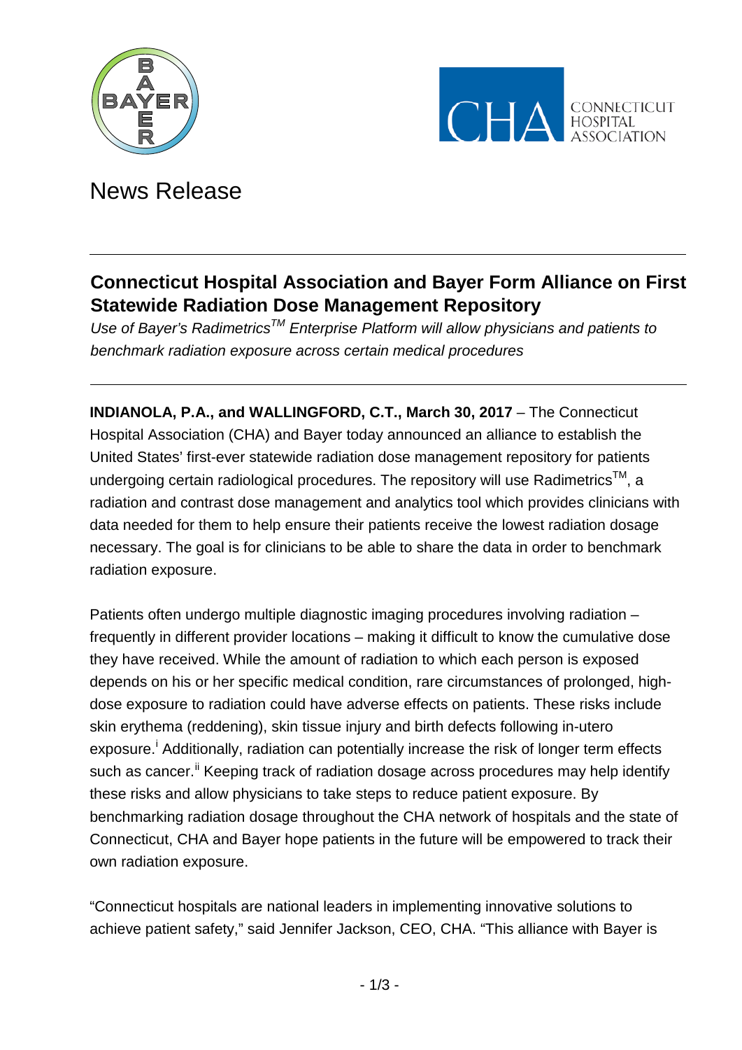News Release

# Connecticut Hospital Association and Bayer Form Alliance on First Statewide Radiation Dose Management Repository

*Use of Bayer's Radimetrics™ Enterprise Platform will allow physicians and patients to benchmark radiation exposure across certain medical procedures*

**INDIANOLA, P.A., and WALLINGFORD, C.T., March 30, 2017** – The Connecticut Hospital Association (CHA) and Bayer today announced an alliance to establish the United States' first-ever statewide radiation dose management repository for patients undergoing certain radiological procedures. The repository will use Radimetrics™, a radiation and contrast dose management and analytics tool which provides clinicians with data needed for them to help ensure their patients receive the lowest radiation dosage necessary. The goal is for clinicians to be able to share the data in order to benchmark radiation exposure.

Patients often undergo multiple diagnostic imaging procedures involving radiation – frequently in different provider locations – making it difficult to know the cumulative dose they have received. While the amount of radiation to which each person is exposed depends on his or her specific medical condition, rare circumstances of prolonged, high-dose exposure to radiation could have adverse effects on patients. These risks include skin erythema (reddening), skin tissue injury and birth defects following in-utero exposure.[i] Additionally, radiation can potentially increase the risk of longer term effects such as cancer.[ii] Keeping track of radiation dosage across procedures may help identify these risks and allow physicians to take steps to reduce patient exposure. By benchmarking radiation dosage throughout the CHA network of hospitals and the state of Connecticut, CHA and Bayer hope patients in the future will be empowered to track their own radiation exposure.

"Connecticut hospitals are national leaders in implementing innovative solutions to achieve patient safety," said Jennifer Jackson, CEO, CHA. "This alliance with Bayer is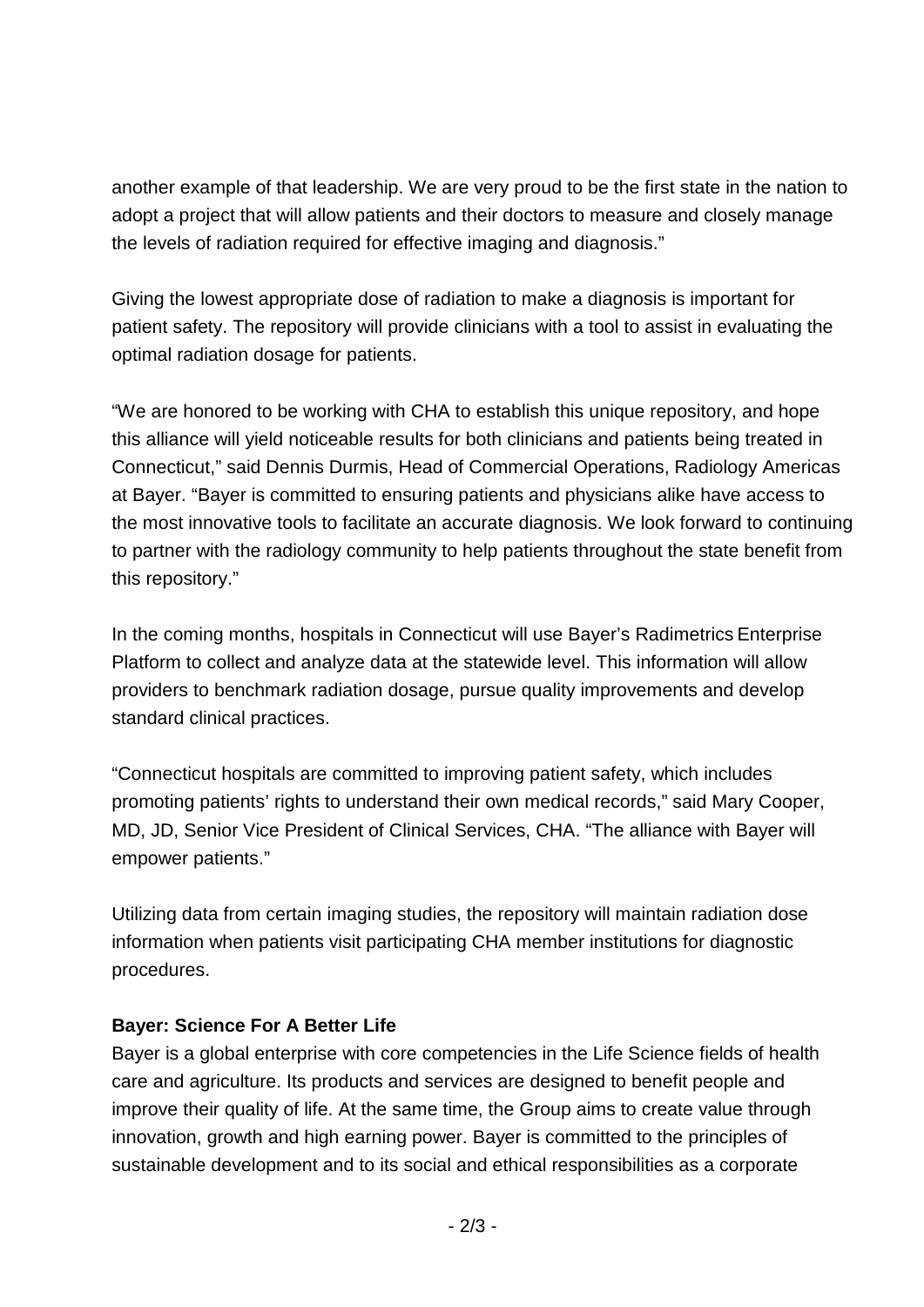another example of that leadership. We are very proud to be the first state in the nation to adopt a project that will allow patients and their doctors to measure and closely manage the levels of radiation required for effective imaging and diagnosis."

Giving the lowest appropriate dose of radiation to make a diagnosis is important for patient safety. The repository will provide clinicians with a tool to assist in evaluating the optimal radiation dosage for patients.

"We are honored to be working with CHA to establish this unique repository, and hope this alliance will yield noticeable results for both clinicians and patients being treated in Connecticut," said Dennis Durmis, Head of Commercial Operations, Radiology Americas at Bayer. "Bayer is committed to ensuring patients and physicians alike have access to the most innovative tools to facilitate an accurate diagnosis. We look forward to continuing to partner with the radiology community to help patients throughout the state benefit from this repository."

In the coming months, hospitals in Connecticut will use Bayer's Radimetrics Enterprise Platform to collect and analyze data at the statewide level. This information will allow providers to benchmark radiation dosage, pursue quality improvements and develop standard clinical practices.

"Connecticut hospitals are committed to improving patient safety, which includes promoting patients' rights to understand their own medical records," said Mary Cooper, MD, JD, Senior Vice President of Clinical Services, CHA. "The alliance with Bayer will empower patients."

Utilizing data from certain imaging studies, the repository will maintain radiation dose information when patients visit participating CHA member institutions for diagnostic procedures.

**Bayer: Science For A Better Life**

Bayer is a global enterprise with core competencies in the Life Science fields of health care and agriculture. Its products and services are designed to benefit people and improve their quality of life. At the same time, the Group aims to create value through innovation, growth and high earning power. Bayer is committed to the principles of sustainable development and to its social and ethical responsibilities as a corporate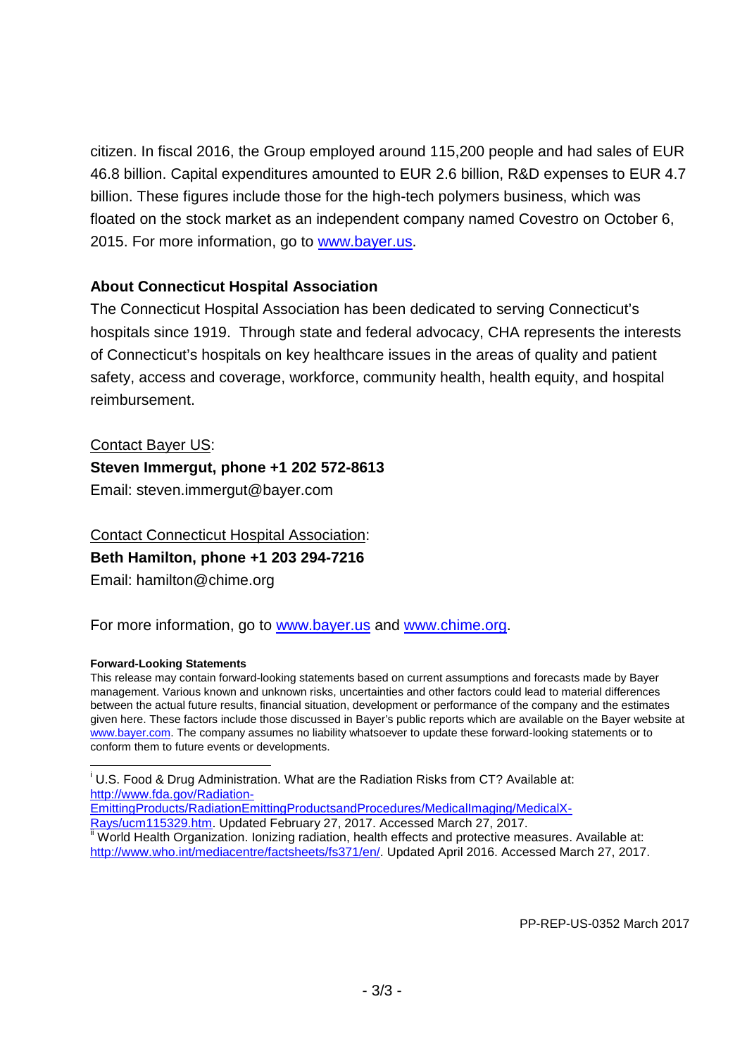citizen. In fiscal 2016, the Group employed around 115,200 people and had sales of EUR 46.8 billion. Capital expenditures amounted to EUR 2.6 billion, R&D expenses to EUR 4.7 billion. These figures include those for the high-tech polymers business, which was floated on the stock market as an independent company named Covestro on October 6, 2015. For more information, go to [www.bayer.us](http://www.bayer.us).

**About Connecticut Hospital Association**

The Connecticut Hospital Association has been dedicated to serving Connecticut's hospitals since 1919. Through state and federal advocacy, CHA represents the interests of Connecticut's hospitals on key healthcare issues in the areas of quality and patient safety, access and coverage, workforce, community health, health equity, and hospital reimbursement.

Contact Bayer US:
**Steven Immergut, phone +1 202 572-8613**
Email: steven.immergut@bayer.com

Contact Connecticut Hospital Association:
**Beth Hamilton, phone +1 203 294-7216**
Email: hamilton@chime.org

For more information, go to [www.bayer.us](http://www.bayer.us) and [www.chime.org](http://www.chime.org).

**Forward-Looking Statements**

This release may contain forward-looking statements based on current assumptions and forecasts made by Bayer management. Various known and unknown risks, uncertainties and other factors could lead to material differences between the actual future results, financial situation, development or performance of the company and the estimates given here. These factors include those discussed in Bayer's public reports which are available on the Bayer website at [www.bayer.com](http://www.bayer.com). The company assumes no liability whatsoever to update these forward-looking statements or to conform them to future events or developments.

---

[i] U.S. Food & Drug Administration. What are the Radiation Risks from CT? Available at: http://www.fda.gov/Radiation-EmittingProducts/RadiationEmittingProductsandProcedures/MedicalImaging/MedicalX-Rays/ucm115329.htm. Updated February 27, 2017. Accessed March 27, 2017.

[ii] World Health Organization. Ionizing radiation, health effects and protective measures. Available at: http://www.who.int/mediacentre/factsheets/fs371/en/. Updated April 2016. Accessed March 27, 2017.

PP-REP-US-0352 March 2017